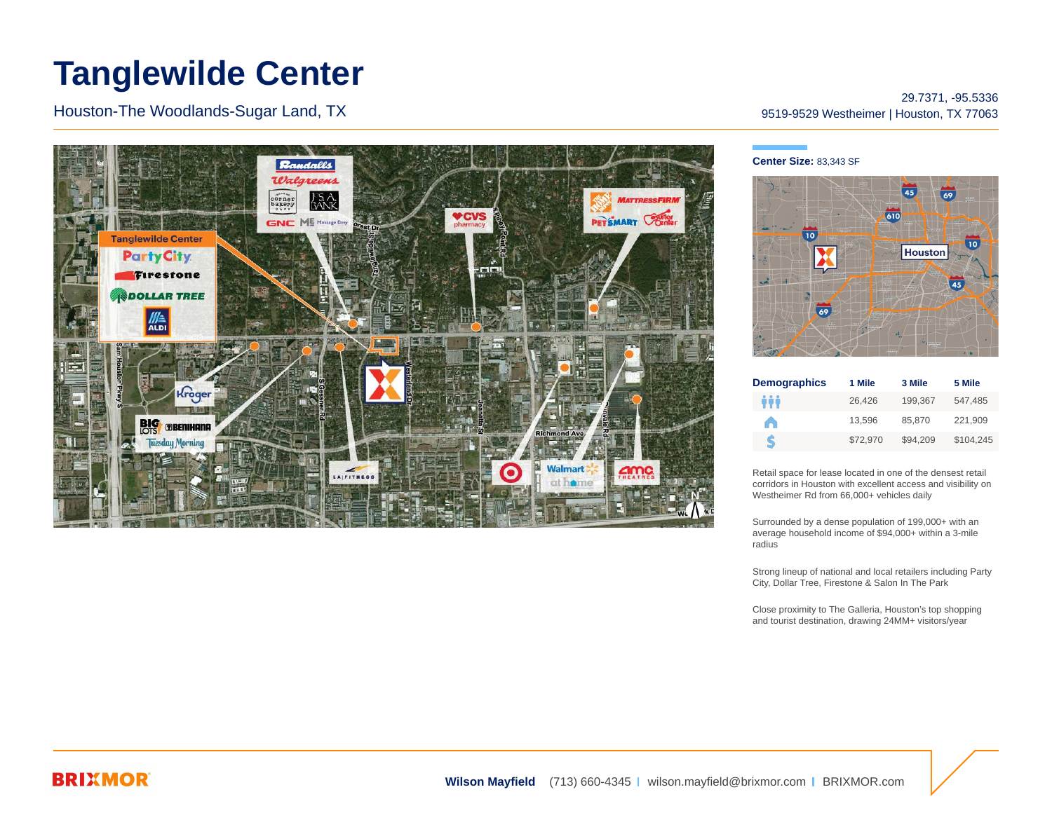# Tanglewilde Center

Houston-The Woodlands-Sugar Land, TX

29.7371, -95.5336
9519-9529 Westheimer | Houston, TX 77063

**Center Size:** 83,343 SF

| Demographics | 1 Mile | 3 Mile | 5 Mile |
|---|---|---|---|
| Population | 26,426 | 199,367 | 547,485 |
| Households | 13,596 | 85,870 | 221,909 |
| Income | $72,970 | $94,209 | $104,245 |

Retail space for lease located in one of the densest retail corridors in Houston with excellent access and visibility on Westheimer Rd from 66,000+ vehicles daily

Surrounded by a dense population of 199,000+ with an average household income of $94,000+ within a 3-mile radius

Strong lineup of national and local retailers including Party City, Dollar Tree, Firestone & Salon In The Park

Close proximity to The Galleria, Houston's top shopping and tourist destination, drawing 24MM+ visitors/year

**Wilson Mayfield** (713) 660-4345 | wilson.mayfield@brixmor.com | BRIXMOR.com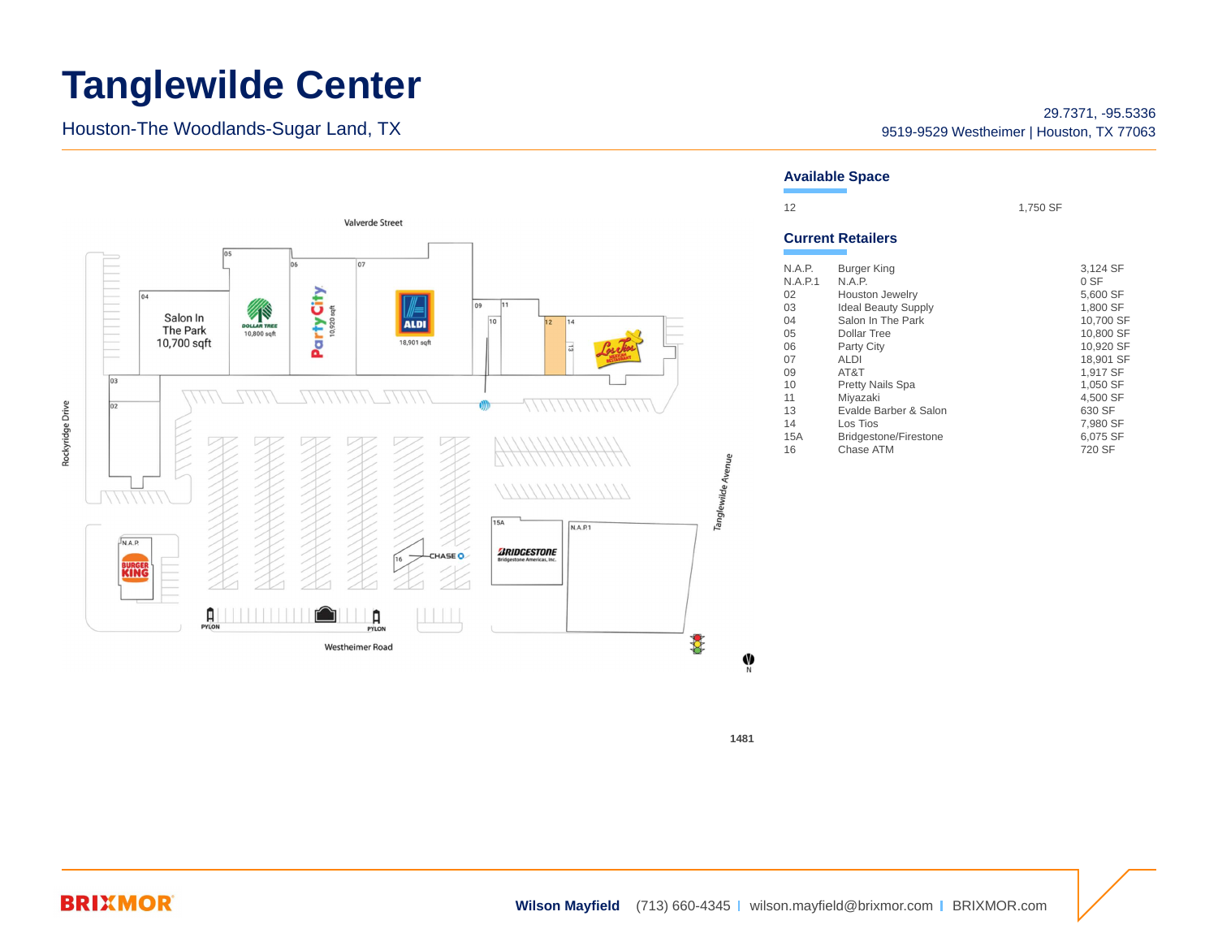# Tanglewilde Center

Houston-The Woodlands-Sugar Land, TX

29.7371, -95.5336
9519-9529 Westheimer | Houston, TX 77063

Valverde Street

Rockyridge Drive

Tanglewilde Avenue

Westheimer Road

05 06 07 09 11 10 12 14 13 04 03 02 N.A.P. 16 15A N.A.P.1

Salon In The Park 10,700 sqft

DOLLAR TREE 10,800 sqft

Party City 10,920 sqft

ALDI 18,901 sqft

Los Tios

BURGER KING

CHASE

BRIDGESTONE Bridgestone Americas, Inc.

PYLON

PYLON

N

## Available Space

| | |
|---|---|
| 12 | 1,750 SF |

## Current Retailers

| | | |
|---|---|---|
| N.A.P. | Burger King | 3,124 SF |
| N.A.P.1 | N.A.P. | 0 SF |
| 02 | Houston Jewelry | 5,600 SF |
| 03 | Ideal Beauty Supply | 1,800 SF |
| 04 | Salon In The Park | 10,700 SF |
| 05 | Dollar Tree | 10,800 SF |
| 06 | Party City | 10,920 SF |
| 07 | ALDI | 18,901 SF |
| 09 | AT&T | 1,917 SF |
| 10 | Pretty Nails Spa | 1,050 SF |
| 11 | Miyazaki | 4,500 SF |
| 13 | Evalde Barber & Salon | 630 SF |
| 14 | Los Tios | 7,980 SF |
| 15A | Bridgestone/Firestone | 6,075 SF |
| 16 | Chase ATM | 720 SF |

1481

BRIXMOR

**Wilson Mayfield** (713) 660-4345 | wilson.mayfield@brixmor.com | BRIXMOR.com